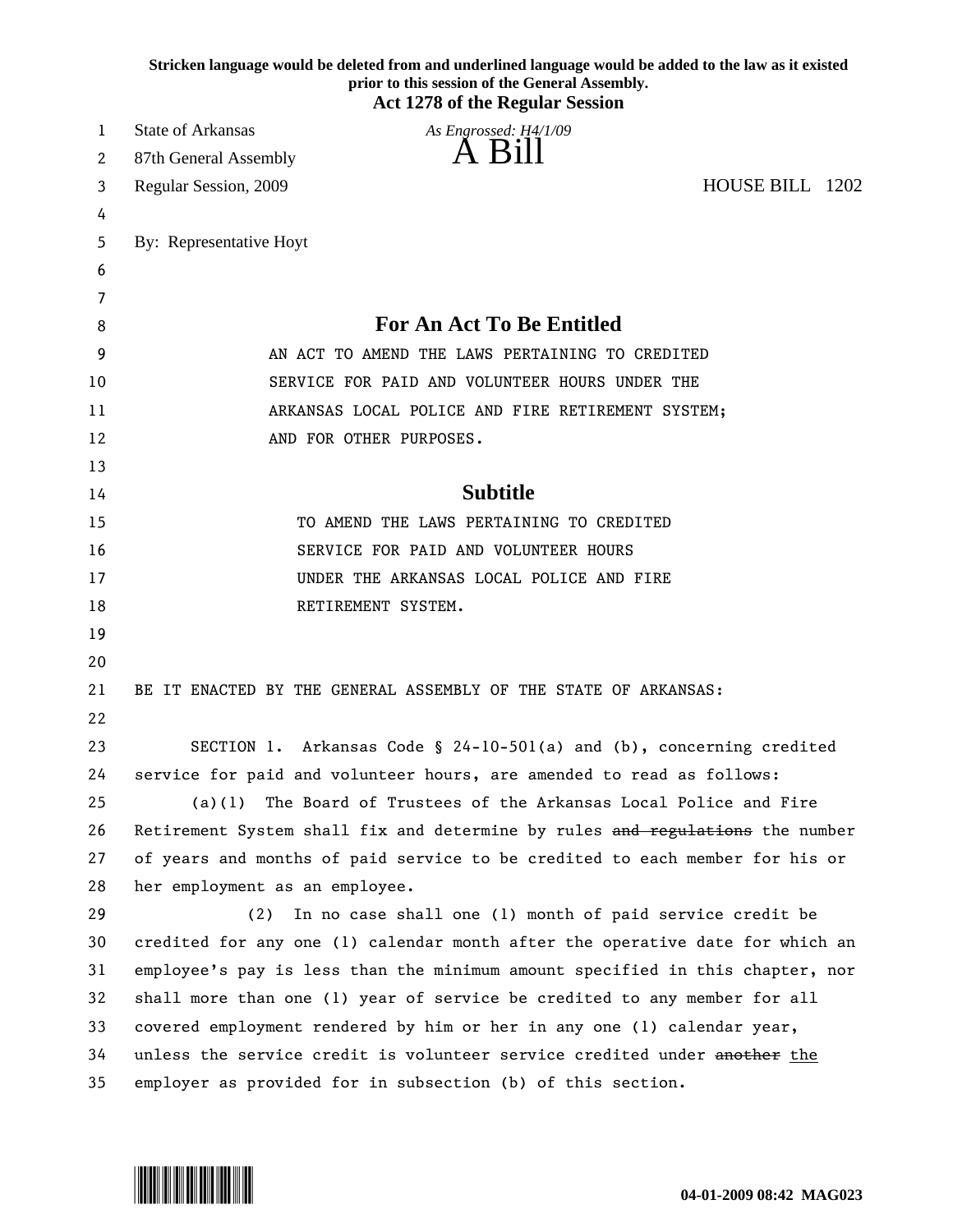**Stricken language would be deleted from and underlined language would be added to the law as it existed prior to this session of the General Assembly.**
**Act 1278 of the Regular Session**

State of Arkansas
87th General Assembly
Regular Session, 2009

*As Engrossed: H4/1/09*

# A Bill

HOUSE BILL 1202

By: Representative Hoyt

## For An Act To Be Entitled

AN ACT TO AMEND THE LAWS PERTAINING TO CREDITED SERVICE FOR PAID AND VOLUNTEER HOURS UNDER THE ARKANSAS LOCAL POLICE AND FIRE RETIREMENT SYSTEM; AND FOR OTHER PURPOSES.

## Subtitle

TO AMEND THE LAWS PERTAINING TO CREDITED SERVICE FOR PAID AND VOLUNTEER HOURS UNDER THE ARKANSAS LOCAL POLICE AND FIRE RETIREMENT SYSTEM.

BE IT ENACTED BY THE GENERAL ASSEMBLY OF THE STATE OF ARKANSAS:

SECTION 1. Arkansas Code § 24-10-501(a) and (b), concerning credited service for paid and volunteer hours, are amended to read as follows:

(a)(1) The Board of Trustees of the Arkansas Local Police and Fire Retirement System shall fix and determine by rules ~~and regulations~~ the number of years and months of paid service to be credited to each member for his or her employment as an employee.

(2) In no case shall one (1) month of paid service credit be credited for any one (1) calendar month after the operative date for which an employee's pay is less than the minimum amount specified in this chapter, nor shall more than one (1) year of service be credited to any member for all covered employment rendered by him or her in any one (1) calendar year, unless the service credit is volunteer service credited under ~~another~~ <u>the</u> employer as provided for in subsection (b) of this section.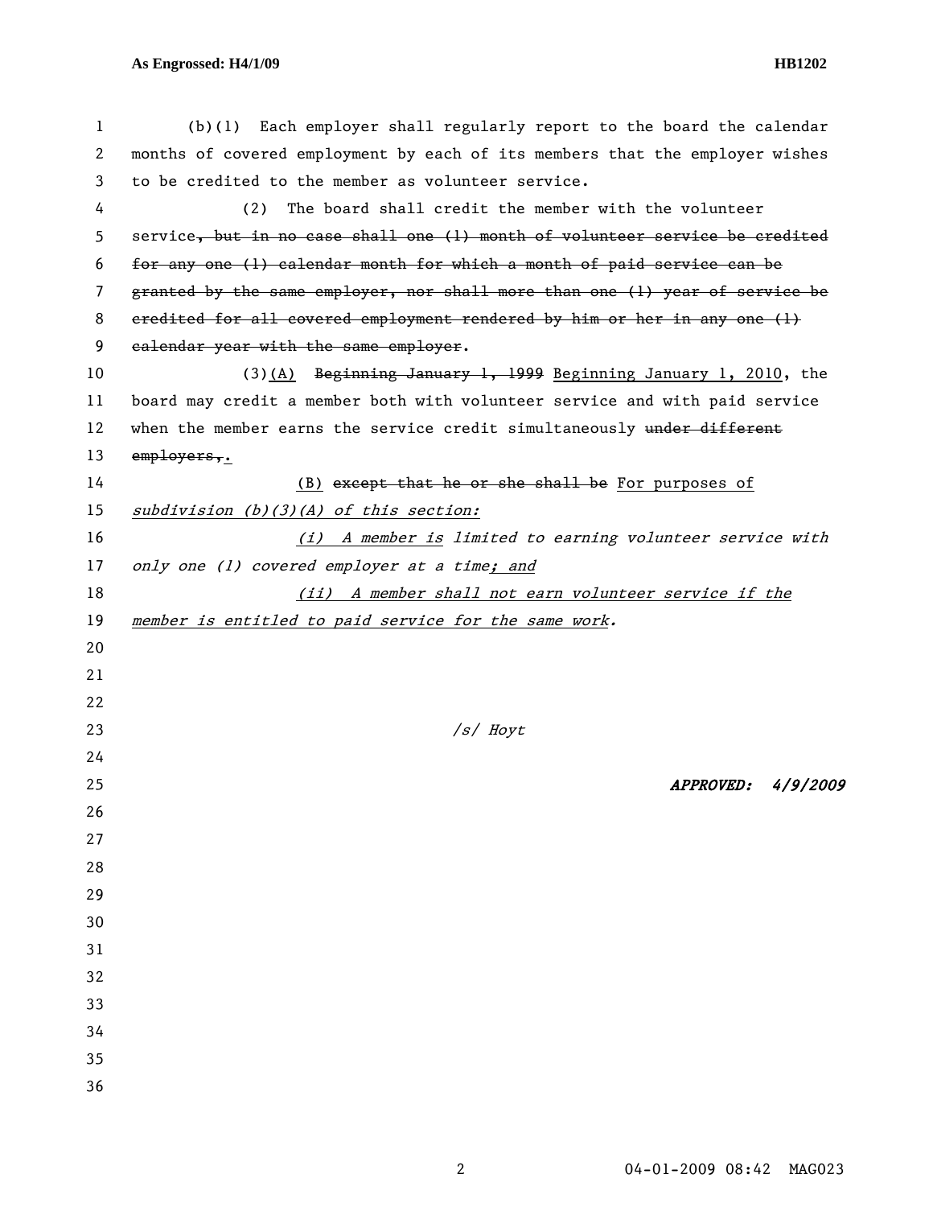(b)(1) Each employer shall regularly report to the board the calendar months of covered employment by each of its members that the employer wishes to be credited to the member as volunteer service.

(2) The board shall credit the member with the volunteer service~~, but in no case shall one (1) month of volunteer service be credited for any one (1) calendar month for which a month of paid service can be granted by the same employer, nor shall more than one (1) year of service be credited for all covered employment rendered by him or her in any one (1) calendar year with the same employer~~.

(3)<u>(A)</u> ~~Beginning January 1, 1999~~ <u>Beginning January 1, 2010</u>, the board may credit a member both with volunteer service and with paid service when the member earns the service credit simultaneously ~~under different employers,~~<u>.</u>

<u>(B)</u> ~~except that he or she shall be~~ <u>For purposes of</u> <u>*subdivision (b)(3)(A) of this section:*</u>

<u>*(i) A member is*</u> *limited to earning volunteer service with only one (1) covered employer at a time*<u>*; and*</u>

<u>*(ii) A member shall not earn volunteer service if the member is entitled to paid service for the same work*</u>*.*

*/s/ Hoyt*

***APPROVED: 4/9/2009***